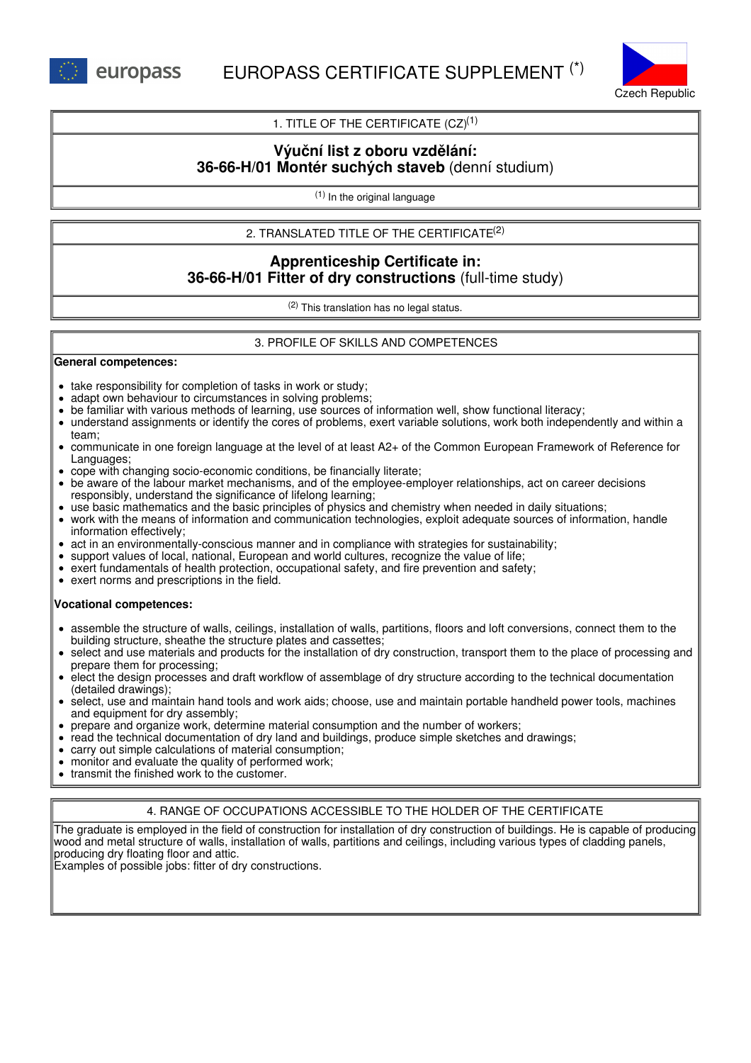europass

# EUROPASS CERTIFICATE SUPPLEMENT (*)

Czech Republic

## 1. TITLE OF THE CERTIFICATE (CZ)[1]

**Výuční list z oboru vzdělání:**
**36-66-H/01 Montér suchých staveb** (denní studium)

[1] In the original language

## 2. TRANSLATED TITLE OF THE CERTIFICATE[2]

**Apprenticeship Certificate in:**
**36-66-H/01 Fitter of dry constructions** (full-time study)

[2] This translation has no legal status.

## 3. PROFILE OF SKILLS AND COMPETENCES

**General competences:**

- take responsibility for completion of tasks in work or study;
- adapt own behaviour to circumstances in solving problems;
- be familiar with various methods of learning, use sources of information well, show functional literacy;
- understand assignments or identify the cores of problems, exert variable solutions, work both independently and within a team;
- communicate in one foreign language at the level of at least A2+ of the Common European Framework of Reference for Languages;
- cope with changing socio-economic conditions, be financially literate;
- be aware of the labour market mechanisms, and of the employee-employer relationships, act on career decisions responsibly, understand the significance of lifelong learning;
- use basic mathematics and the basic principles of physics and chemistry when needed in daily situations;
- work with the means of information and communication technologies, exploit adequate sources of information, handle information effectively;
- act in an environmentally-conscious manner and in compliance with strategies for sustainability;
- support values of local, national, European and world cultures, recognize the value of life;
- exert fundamentals of health protection, occupational safety, and fire prevention and safety;
- exert norms and prescriptions in the field.

**Vocational competences:**

- assemble the structure of walls, ceilings, installation of walls, partitions, floors and loft conversions, connect them to the building structure, sheathe the structure plates and cassettes;
- select and use materials and products for the installation of dry construction, transport them to the place of processing and prepare them for processing;
- elect the design processes and draft workflow of assemblage of dry structure according to the technical documentation (detailed drawings);
- select, use and maintain hand tools and work aids; choose, use and maintain portable handheld power tools, machines and equipment for dry assembly;
- prepare and organize work, determine material consumption and the number of workers;
- read the technical documentation of dry land and buildings, produce simple sketches and drawings;
- carry out simple calculations of material consumption;
- monitor and evaluate the quality of performed work;
- transmit the finished work to the customer.

## 4. RANGE OF OCCUPATIONS ACCESSIBLE TO THE HOLDER OF THE CERTIFICATE

The graduate is employed in the field of construction for installation of dry construction of buildings. He is capable of producing wood and metal structure of walls, installation of walls, partitions and ceilings, including various types of cladding panels, producing dry floating floor and attic.
Examples of possible jobs: fitter of dry constructions.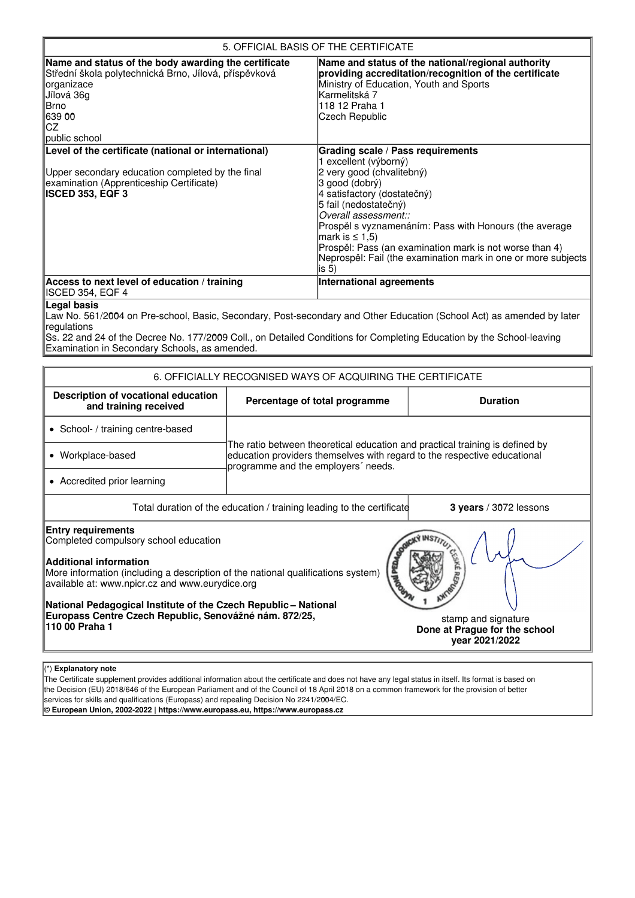## 5. OFFICIAL BASIS OF THE CERTIFICATE

| | |
|---|---|
| **Name and status of the body awarding the certificate**<br>Střední škola polytechnická Brno, Jílová, příspěvková organizace<br>Jílová 36g<br>Brno<br>639 00<br>CZ<br>public school | **Name and status of the national/regional authority providing accreditation/recognition of the certificate**<br>Ministry of Education, Youth and Sports<br>Karmelitská 7<br>118 12 Praha 1<br>Czech Republic |
| **Level of the certificate (national or international)**<br><br>Upper secondary education completed by the final examination (Apprenticeship Certificate)<br>**ISCED 353, EQF 3** | **Grading scale / Pass requirements**<br>1 excellent (výborný)<br>2 very good (chvalitebný)<br>3 good (dobrý)<br>4 satisfactory (dostatečný)<br>5 fail (nedostatečný)<br>*Overall assessment::*<br>Prospěl s vyznamenáním: Pass with Honours (the average mark is ≤ 1,5)<br>Prospěl: Pass (an examination mark is not worse than 4)<br>Neprospěl: Fail (the examination mark in one or more subjects is 5) |
| **Access to next level of education / training**<br>ISCED 354, EQF 4 | **International agreements** |

**Legal basis**
Law No. 561/2004 on Pre-school, Basic, Secondary, Post-secondary and Other Education (School Act) as amended by later regulations
Ss. 22 and 24 of the Decree No. 177/2009 Coll., on Detailed Conditions for Completing Education by the School-leaving Examination in Secondary Schools, as amended.

## 6. OFFICIALLY RECOGNISED WAYS OF ACQUIRING THE CERTIFICATE

| Description of vocational education and training received | Percentage of total programme | Duration |
|---|---|---|
| • School- / training centre-based | The ratio between theoretical education and practical training is defined by education providers themselves with regard to the respective educational programme and the employers´ needs. | |
| • Workplace-based | | |
| • Accredited prior learning | | |
| Total duration of the education / training leading to the certificate | | **3 years** / 3072 lessons |

**Entry requirements**
Completed compulsory school education

**Additional information**
More information (including a description of the national qualifications system) available at: www.npicr.cz and www.eurydice.org

**National Pedagogical Institute of the Czech Republic – National Europass Centre Czech Republic, Senovážné nám. 872/25, 110 00 Praha 1**

stamp and signature
**Done at Prague for the school year 2021/2022**

(*) **Explanatory note**
The Certificate supplement provides additional information about the certificate and does not have any legal status in itself. Its format is based on the Decision (EU) 2018/646 of the European Parliament and of the Council of 18 April 2018 on a common framework for the provision of better services for skills and qualifications (Europass) and repealing Decision No 2241/2004/EC.
**© European Union, 2002-2022 | https://www.europass.eu, https://www.europass.cz**